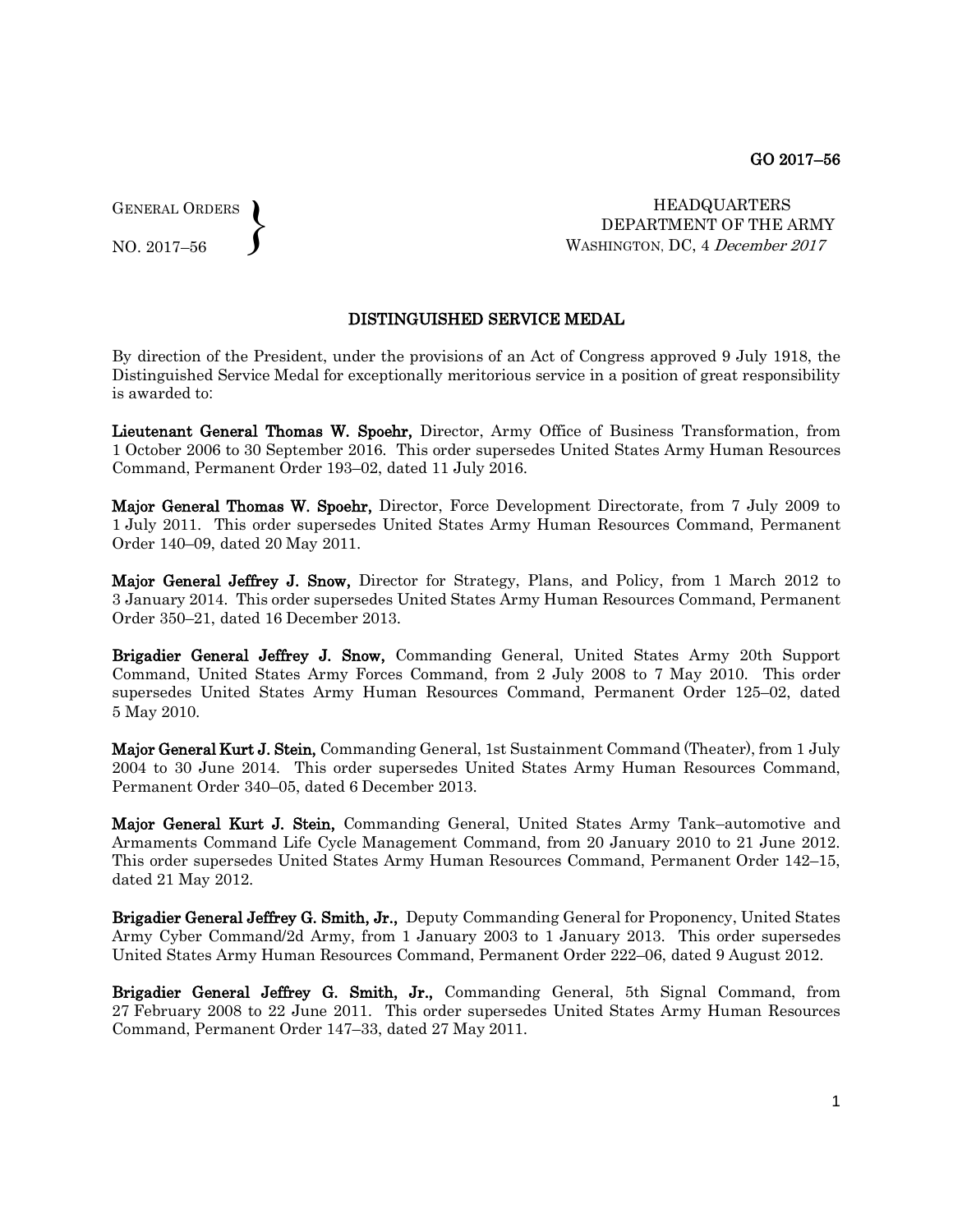GO 2017–56

GENERAL ORDERS
NO. 2017–56

HEADQUARTERS
DEPARTMENT OF THE ARMY
WASHINGTON, DC, 4 *December 2017*

## DISTINGUISHED SERVICE MEDAL

By direction of the President, under the provisions of an Act of Congress approved 9 July 1918, the Distinguished Service Medal for exceptionally meritorious service in a position of great responsibility is awarded to:

**Lieutenant General Thomas W. Spoehr,** Director, Army Office of Business Transformation, from 1 October 2006 to 30 September 2016. This order supersedes United States Army Human Resources Command, Permanent Order 193–02, dated 11 July 2016.

**Major General Thomas W. Spoehr,** Director, Force Development Directorate, from 7 July 2009 to 1 July 2011. This order supersedes United States Army Human Resources Command, Permanent Order 140–09, dated 20 May 2011.

**Major General Jeffrey J. Snow,** Director for Strategy, Plans, and Policy, from 1 March 2012 to 3 January 2014. This order supersedes United States Army Human Resources Command, Permanent Order 350–21, dated 16 December 2013.

**Brigadier General Jeffrey J. Snow,** Commanding General, United States Army 20th Support Command, United States Army Forces Command, from 2 July 2008 to 7 May 2010. This order supersedes United States Army Human Resources Command, Permanent Order 125–02, dated 5 May 2010.

**Major General Kurt J. Stein,** Commanding General, 1st Sustainment Command (Theater), from 1 July 2004 to 30 June 2014. This order supersedes United States Army Human Resources Command, Permanent Order 340–05, dated 6 December 2013.

**Major General Kurt J. Stein,** Commanding General, United States Army Tank–automotive and Armaments Command Life Cycle Management Command, from 20 January 2010 to 21 June 2012. This order supersedes United States Army Human Resources Command, Permanent Order 142–15, dated 21 May 2012.

**Brigadier General Jeffrey G. Smith, Jr.,** Deputy Commanding General for Proponency, United States Army Cyber Command/2d Army, from 1 January 2003 to 1 January 2013. This order supersedes United States Army Human Resources Command, Permanent Order 222–06, dated 9 August 2012.

**Brigadier General Jeffrey G. Smith, Jr.,** Commanding General, 5th Signal Command, from 27 February 2008 to 22 June 2011. This order supersedes United States Army Human Resources Command, Permanent Order 147–33, dated 27 May 2011.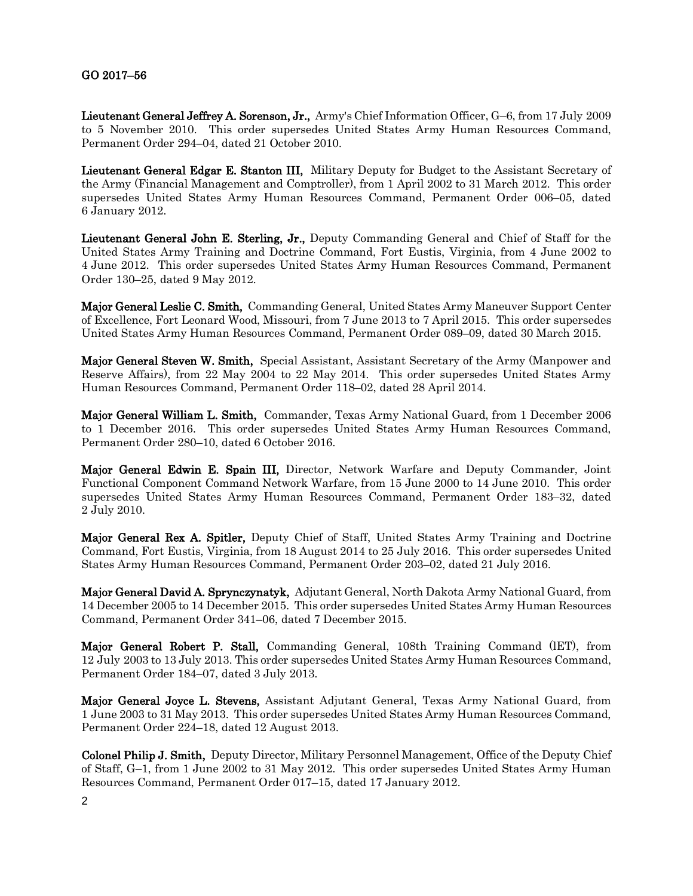**Lieutenant General Jeffrey A. Sorenson, Jr.,** Army's Chief Information Officer, G–6, from 17 July 2009 to 5 November 2010. This order supersedes United States Army Human Resources Command, Permanent Order 294–04, dated 21 October 2010.

**Lieutenant General Edgar E. Stanton III,** Military Deputy for Budget to the Assistant Secretary of the Army (Financial Management and Comptroller), from 1 April 2002 to 31 March 2012. This order supersedes United States Army Human Resources Command, Permanent Order 006–05, dated 6 January 2012.

**Lieutenant General John E. Sterling, Jr.,** Deputy Commanding General and Chief of Staff for the United States Army Training and Doctrine Command, Fort Eustis, Virginia, from 4 June 2002 to 4 June 2012. This order supersedes United States Army Human Resources Command, Permanent Order 130–25, dated 9 May 2012.

**Major General Leslie C. Smith,** Commanding General, United States Army Maneuver Support Center of Excellence, Fort Leonard Wood, Missouri, from 7 June 2013 to 7 April 2015. This order supersedes United States Army Human Resources Command, Permanent Order 089–09, dated 30 March 2015.

**Major General Steven W. Smith,** Special Assistant, Assistant Secretary of the Army (Manpower and Reserve Affairs), from 22 May 2004 to 22 May 2014. This order supersedes United States Army Human Resources Command, Permanent Order 118–02, dated 28 April 2014.

**Major General William L. Smith,** Commander, Texas Army National Guard, from 1 December 2006 to 1 December 2016. This order supersedes United States Army Human Resources Command, Permanent Order 280–10, dated 6 October 2016.

**Major General Edwin E. Spain III,** Director, Network Warfare and Deputy Commander, Joint Functional Component Command Network Warfare, from 15 June 2000 to 14 June 2010. This order supersedes United States Army Human Resources Command, Permanent Order 183–32, dated 2 July 2010.

**Major General Rex A. Spitler,** Deputy Chief of Staff, United States Army Training and Doctrine Command, Fort Eustis, Virginia, from 18 August 2014 to 25 July 2016. This order supersedes United States Army Human Resources Command, Permanent Order 203–02, dated 21 July 2016.

**Major General David A. Sprynczynatyk,** Adjutant General, North Dakota Army National Guard, from 14 December 2005 to 14 December 2015. This order supersedes United States Army Human Resources Command, Permanent Order 341–06, dated 7 December 2015.

**Major General Robert P. Stall,** Commanding General, 108th Training Command (lET), from 12 July 2003 to 13 July 2013. This order supersedes United States Army Human Resources Command, Permanent Order 184–07, dated 3 July 2013.

**Major General Joyce L. Stevens,** Assistant Adjutant General, Texas Army National Guard, from 1 June 2003 to 31 May 2013. This order supersedes United States Army Human Resources Command, Permanent Order 224–18, dated 12 August 2013.

**Colonel Philip J. Smith,** Deputy Director, Military Personnel Management, Office of the Deputy Chief of Staff, G–1, from 1 June 2002 to 31 May 2012. This order supersedes United States Army Human Resources Command, Permanent Order 017–15, dated 17 January 2012.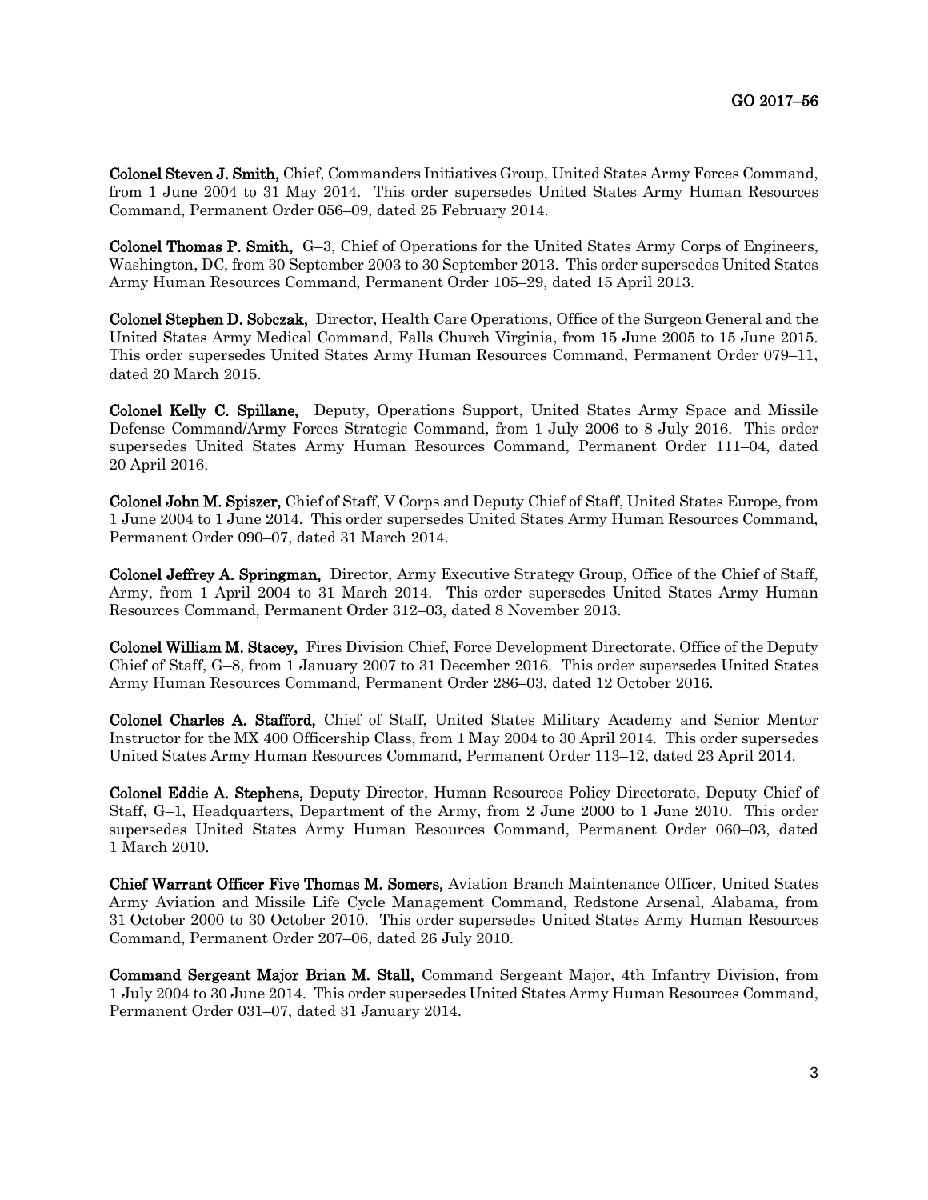**Colonel Steven J. Smith,** Chief, Commanders Initiatives Group, United States Army Forces Command, from 1 June 2004 to 31 May 2014. This order supersedes United States Army Human Resources Command, Permanent Order 056–09, dated 25 February 2014.

**Colonel Thomas P. Smith,** G–3, Chief of Operations for the United States Army Corps of Engineers, Washington, DC, from 30 September 2003 to 30 September 2013. This order supersedes United States Army Human Resources Command, Permanent Order 105–29, dated 15 April 2013.

**Colonel Stephen D. Sobczak,** Director, Health Care Operations, Office of the Surgeon General and the United States Army Medical Command, Falls Church Virginia, from 15 June 2005 to 15 June 2015. This order supersedes United States Army Human Resources Command, Permanent Order 079–11, dated 20 March 2015.

**Colonel Kelly C. Spillane,** Deputy, Operations Support, United States Army Space and Missile Defense Command/Army Forces Strategic Command, from 1 July 2006 to 8 July 2016. This order supersedes United States Army Human Resources Command, Permanent Order 111–04, dated 20 April 2016.

**Colonel John M. Spiszer,** Chief of Staff, V Corps and Deputy Chief of Staff, United States Europe, from 1 June 2004 to 1 June 2014. This order supersedes United States Army Human Resources Command, Permanent Order 090–07, dated 31 March 2014.

**Colonel Jeffrey A. Springman,** Director, Army Executive Strategy Group, Office of the Chief of Staff, Army, from 1 April 2004 to 31 March 2014. This order supersedes United States Army Human Resources Command, Permanent Order 312–03, dated 8 November 2013.

**Colonel William M. Stacey,** Fires Division Chief, Force Development Directorate, Office of the Deputy Chief of Staff, G–8, from 1 January 2007 to 31 December 2016. This order supersedes United States Army Human Resources Command, Permanent Order 286–03, dated 12 October 2016.

**Colonel Charles A. Stafford,** Chief of Staff, United States Military Academy and Senior Mentor Instructor for the MX 400 Officership Class, from 1 May 2004 to 30 April 2014. This order supersedes United States Army Human Resources Command, Permanent Order 113–12, dated 23 April 2014.

**Colonel Eddie A. Stephens,** Deputy Director, Human Resources Policy Directorate, Deputy Chief of Staff, G–1, Headquarters, Department of the Army, from 2 June 2000 to 1 June 2010. This order supersedes United States Army Human Resources Command, Permanent Order 060–03, dated 1 March 2010.

**Chief Warrant Officer Five Thomas M. Somers,** Aviation Branch Maintenance Officer, United States Army Aviation and Missile Life Cycle Management Command, Redstone Arsenal, Alabama, from 31 October 2000 to 30 October 2010. This order supersedes United States Army Human Resources Command, Permanent Order 207–06, dated 26 July 2010.

**Command Sergeant Major Brian M. Stall,** Command Sergeant Major, 4th Infantry Division, from 1 July 2004 to 30 June 2014. This order supersedes United States Army Human Resources Command, Permanent Order 031–07, dated 31 January 2014.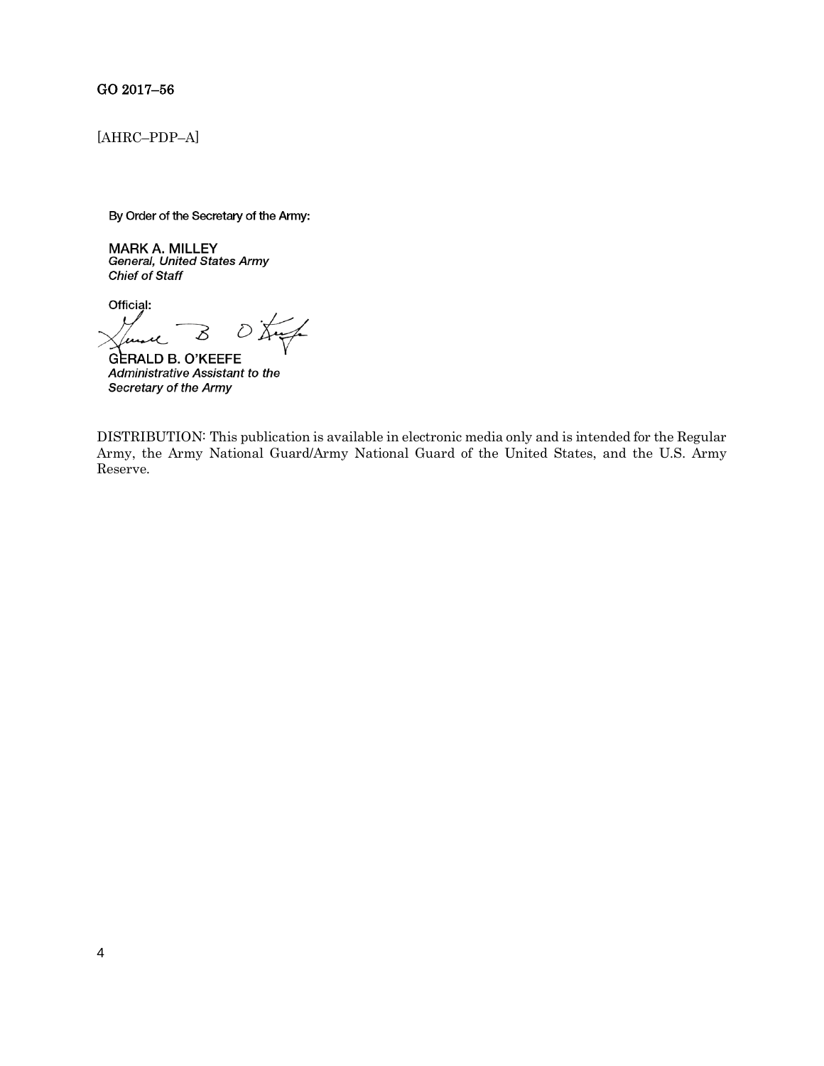GO 2017–56

[AHRC–PDP–A]

By Order of the Secretary of the Army:

**MARK A. MILLEY**
*General, United States Army*
*Chief of Staff*

Official:

**GERALD B. O'KEEFE**
*Administrative Assistant to the*
*Secretary of the Army*

DISTRIBUTION: This publication is available in electronic media only and is intended for the Regular Army, the Army National Guard/Army National Guard of the United States, and the U.S. Army Reserve.